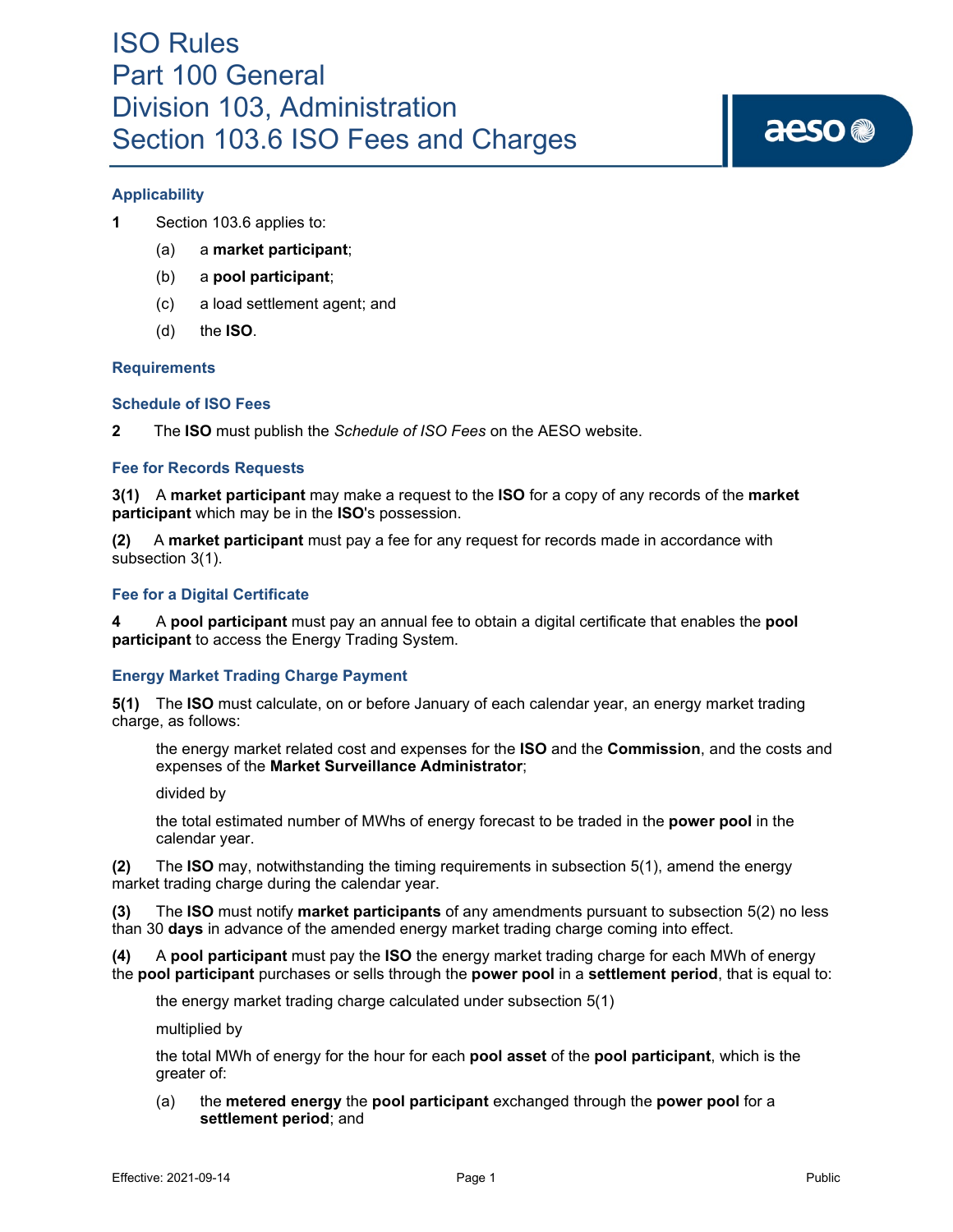# ISO Rules
# Part 100 General
# Division 103, Administration
# Section 103.6 ISO Fees and Charges

### Applicability

**1** Section 103.6 applies to:

(a) a **market participant**;

(b) a **pool participant**;

(c) a load settlement agent; and

(d) the **ISO**.

### Requirements

### Schedule of ISO Fees

**2** The **ISO** must publish the *Schedule of ISO Fees* on the AESO website.

### Fee for Records Requests

**3(1)** A **market participant** may make a request to the **ISO** for a copy of any records of the **market participant** which may be in the **ISO**'s possession.

**(2)** A **market participant** must pay a fee for any request for records made in accordance with subsection 3(1).

### Fee for a Digital Certificate

**4** A **pool participant** must pay an annual fee to obtain a digital certificate that enables the **pool participant** to access the Energy Trading System.

### Energy Market Trading Charge Payment

**5(1)** The **ISO** must calculate, on or before January of each calendar year, an energy market trading charge, as follows:

the energy market related cost and expenses for the **ISO** and the **Commission**, and the costs and expenses of the **Market Surveillance Administrator**;

divided by

the total estimated number of MWhs of energy forecast to be traded in the **power pool** in the calendar year.

**(2)** The **ISO** may, notwithstanding the timing requirements in subsection 5(1), amend the energy market trading charge during the calendar year.

**(3)** The **ISO** must notify **market participants** of any amendments pursuant to subsection 5(2) no less than 30 **days** in advance of the amended energy market trading charge coming into effect.

**(4)** A **pool participant** must pay the **ISO** the energy market trading charge for each MWh of energy the **pool participant** purchases or sells through the **power pool** in a **settlement period**, that is equal to:

the energy market trading charge calculated under subsection 5(1)

multiplied by

the total MWh of energy for the hour for each **pool asset** of the **pool participant**, which is the greater of:

(a) the **metered energy** the **pool participant** exchanged through the **power pool** for a **settlement period**; and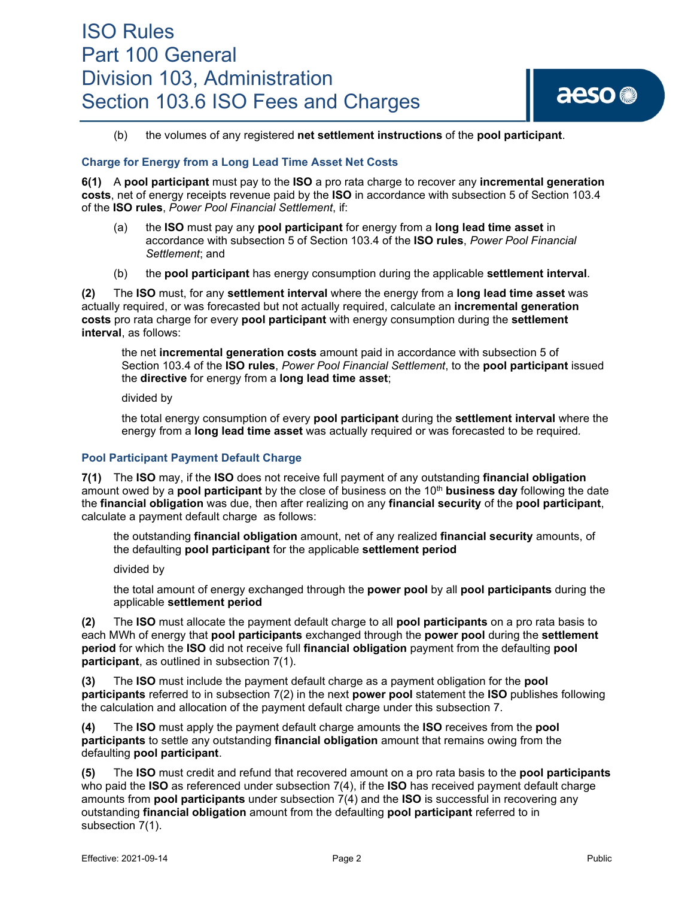(b) the volumes of any registered **net settlement instructions** of the **pool participant**.

### Charge for Energy from a Long Lead Time Asset Net Costs

**6(1)** A **pool participant** must pay to the **ISO** a pro rata charge to recover any **incremental generation costs**, net of energy receipts revenue paid by the **ISO** in accordance with subsection 5 of Section 103.4 of the **ISO rules**, *Power Pool Financial Settlement*, if:

(a) the **ISO** must pay any **pool participant** for energy from a **long lead time asset** in accordance with subsection 5 of Section 103.4 of the **ISO rules**, *Power Pool Financial Settlement*; and

(b) the **pool participant** has energy consumption during the applicable **settlement interval**.

**(2)** The **ISO** must, for any **settlement interval** where the energy from a **long lead time asset** was actually required, or was forecasted but not actually required, calculate an **incremental generation costs** pro rata charge for every **pool participant** with energy consumption during the **settlement interval**, as follows:

> the net **incremental generation costs** amount paid in accordance with subsection 5 of Section 103.4 of the **ISO rules**, *Power Pool Financial Settlement*, to the **pool participant** issued the **directive** for energy from a **long lead time asset**;
>
> divided by
>
> the total energy consumption of every **pool participant** during the **settlement interval** where the energy from a **long lead time asset** was actually required or was forecasted to be required.

### Pool Participant Payment Default Charge

**7(1)** The **ISO** may, if the **ISO** does not receive full payment of any outstanding **financial obligation** amount owed by a **pool participant** by the close of business on the 10th **business day** following the date the **financial obligation** was due, then after realizing on any **financial security** of the **pool participant**, calculate a payment default charge as follows:

> the outstanding **financial obligation** amount, net of any realized **financial security** amounts, of the defaulting **pool participant** for the applicable **settlement period**
>
> divided by
>
> the total amount of energy exchanged through the **power pool** by all **pool participants** during the applicable **settlement period**

**(2)** The **ISO** must allocate the payment default charge to all **pool participants** on a pro rata basis to each MWh of energy that **pool participants** exchanged through the **power pool** during the **settlement period** for which the **ISO** did not receive full **financial obligation** payment from the defaulting **pool participant**, as outlined in subsection 7(1).

**(3)** The **ISO** must include the payment default charge as a payment obligation for the **pool participants** referred to in subsection 7(2) in the next **power pool** statement the **ISO** publishes following the calculation and allocation of the payment default charge under this subsection 7.

**(4)** The **ISO** must apply the payment default charge amounts the **ISO** receives from the **pool participants** to settle any outstanding **financial obligation** amount that remains owing from the defaulting **pool participant**.

**(5)** The **ISO** must credit and refund that recovered amount on a pro rata basis to the **pool participants** who paid the **ISO** as referenced under subsection 7(4), if the **ISO** has received payment default charge amounts from **pool participants** under subsection 7(4) and the **ISO** is successful in recovering any outstanding **financial obligation** amount from the defaulting **pool participant** referred to in subsection 7(1).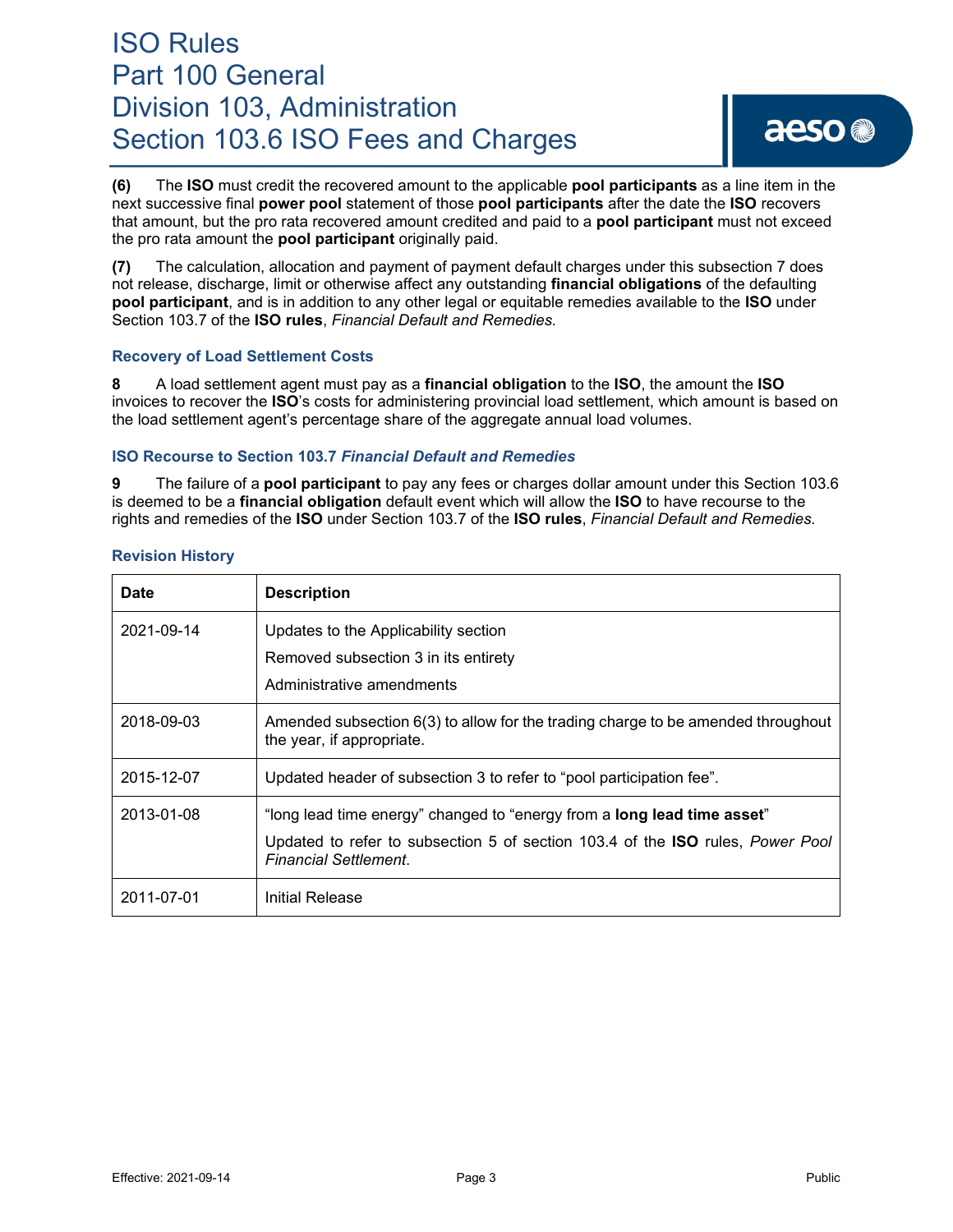**(6)** The **ISO** must credit the recovered amount to the applicable **pool participants** as a line item in the next successive final **power pool** statement of those **pool participants** after the date the **ISO** recovers that amount, but the pro rata recovered amount credited and paid to a **pool participant** must not exceed the pro rata amount the **pool participant** originally paid.

**(7)** The calculation, allocation and payment of payment default charges under this subsection 7 does not release, discharge, limit or otherwise affect any outstanding **financial obligations** of the defaulting **pool participant**, and is in addition to any other legal or equitable remedies available to the **ISO** under Section 103.7 of the **ISO rules**, *Financial Default and Remedies.*

### Recovery of Load Settlement Costs

**8** A load settlement agent must pay as a **financial obligation** to the **ISO**, the amount the **ISO** invoices to recover the **ISO**'s costs for administering provincial load settlement, which amount is based on the load settlement agent's percentage share of the aggregate annual load volumes.

### ISO Recourse to Section 103.7 *Financial Default and Remedies*

**9** The failure of a **pool participant** to pay any fees or charges dollar amount under this Section 103.6 is deemed to be a **financial obligation** default event which will allow the **ISO** to have recourse to the rights and remedies of the **ISO** under Section 103.7 of the **ISO rules**, *Financial Default and Remedies.*

### Revision History

| Date | Description |
| --- | --- |
| 2021-09-14 | Updates to the Applicability section<br>Removed subsection 3 in its entirety<br>Administrative amendments |
| 2018-09-03 | Amended subsection 6(3) to allow for the trading charge to be amended throughout the year, if appropriate. |
| 2015-12-07 | Updated header of subsection 3 to refer to "pool participation fee". |
| 2013-01-08 | "long lead time energy" changed to "energy from a **long lead time asset**"<br>Updated to refer to subsection 5 of section 103.4 of the **ISO** rules, *Power Pool Financial Settlement*. |
| 2011-07-01 | Initial Release |